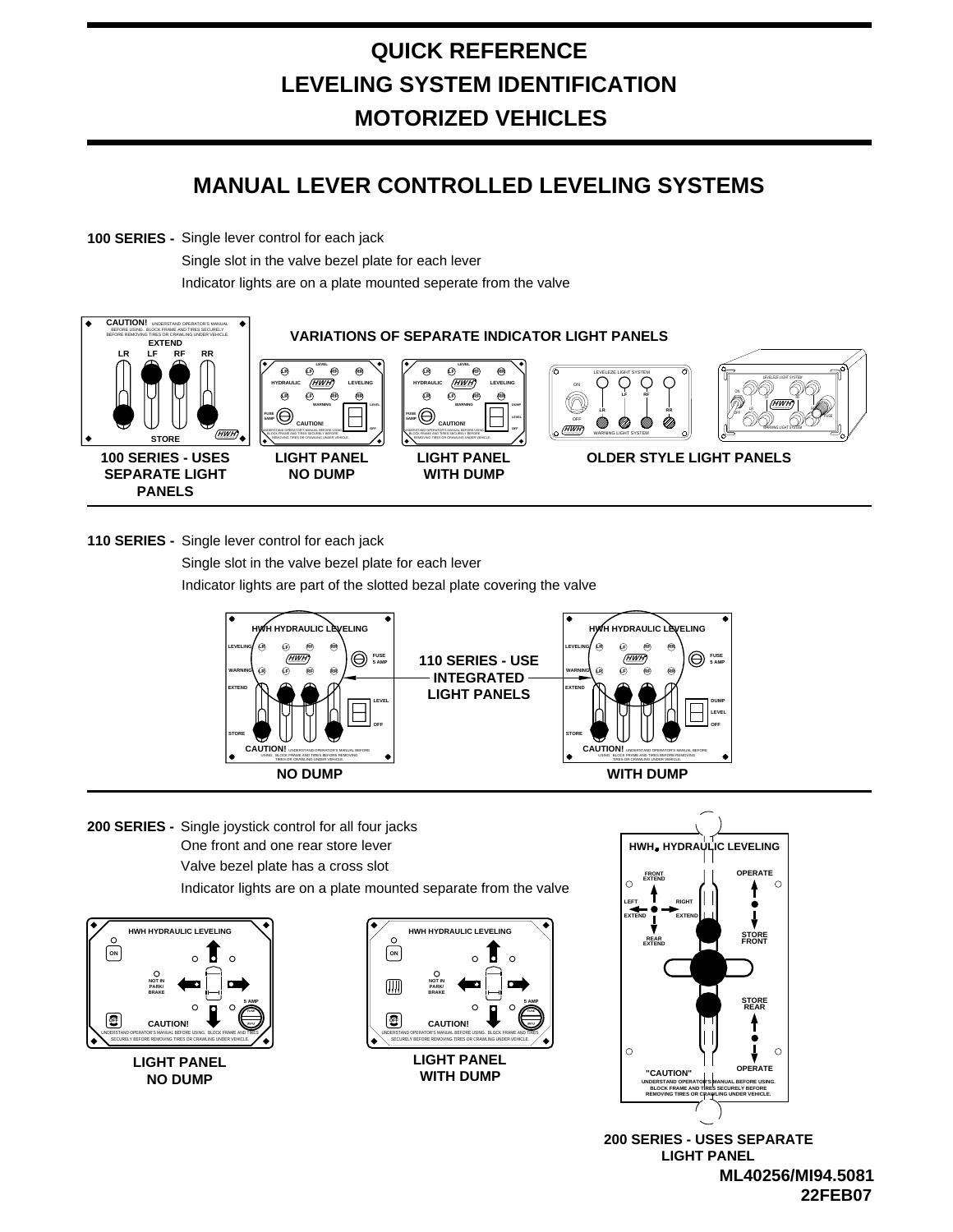# QUICK REFERENCE
# LEVELING SYSTEM IDENTIFICATION
# MOTORIZED VEHICLES

## MANUAL LEVER CONTROLLED LEVELING SYSTEMS

**100 SERIES -** Single lever control for each jack
Single slot in the valve bezel plate for each lever
Indicator lights are on a plate mounted seperate from the valve

**VARIATIONS OF SEPARATE INDICATOR LIGHT PANELS**

**100 SERIES - USES SEPARATE LIGHT PANELS**

**LIGHT PANEL NO DUMP**

**LIGHT PANEL WITH DUMP**

**OLDER STYLE LIGHT PANELS**

---

**110 SERIES -** Single lever control for each jack
Single slot in the valve bezel plate for each lever
Indicator lights are part of the slotted bezal plate covering the valve

**110 SERIES - USE INTEGRATED LIGHT PANELS**

**NO DUMP**

**WITH DUMP**

---

**200 SERIES -** Single joystick control for all four jacks
One front and one rear store lever
Valve bezel plate has a cross slot
Indicator lights are on a plate mounted separate from the valve

**LIGHT PANEL NO DUMP**

**LIGHT PANEL WITH DUMP**

**200 SERIES - USES SEPARATE LIGHT PANEL**

**ML40256/MI94.5081**
**22FEB07**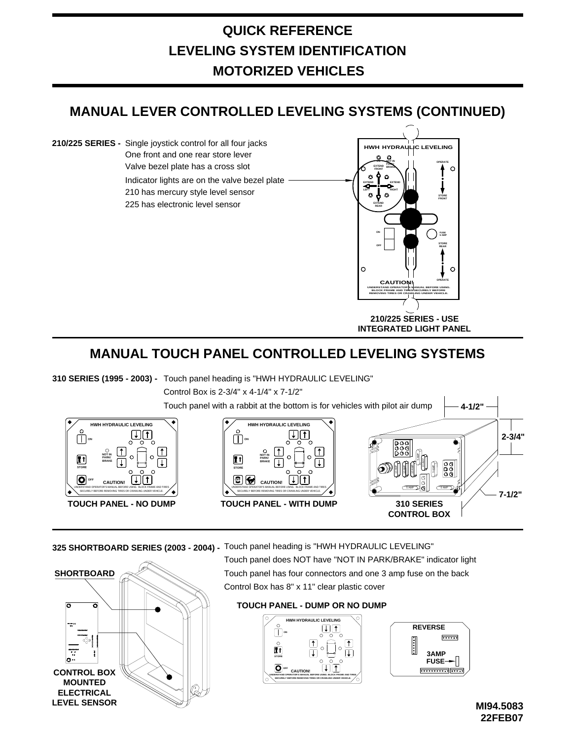# QUICK REFERENCE
# LEVELING SYSTEM IDENTIFICATION
# MOTORIZED VEHICLES

## MANUAL LEVER CONTROLLED LEVELING SYSTEMS (CONTINUED)

**210/225 SERIES -** Single joystick control for all four jacks
One front and one rear store lever
Valve bezel plate has a cross slot
Indicator lights are on the valve bezel plate
210 has mercury style level sensor
225 has electronic level sensor

**210/225 SERIES - USE INTEGRATED LIGHT PANEL**

## MANUAL TOUCH PANEL CONTROLLED LEVELING SYSTEMS

**310 SERIES (1995 - 2003) -** Touch panel heading is "HWH HYDRAULIC LEVELING"
Control Box is 2-3/4" x 4-1/4" x 7-1/2"
Touch panel with a rabbit at the bottom is for vehicles with pilot air dump

**TOUCH PANEL - NO DUMP**

**TOUCH PANEL - WITH DUMP**

**310 SERIES CONTROL BOX**

**325 SHORTBOARD SERIES (2003 - 2004) -** Touch panel heading is "HWH HYDRAULIC LEVELING"
Touch panel does NOT have "NOT IN PARK/BRAKE" indicator light
Touch panel has four connectors and one 3 amp fuse on the back
Control Box has 8" x 11" clear plastic cover

**SHORTBOARD**

**CONTROL BOX MOUNTED ELECTRICAL LEVEL SENSOR**

**TOUCH PANEL - DUMP OR NO DUMP**

**REVERSE**

**3AMP FUSE**

**MI94.5083**
**22FEB07**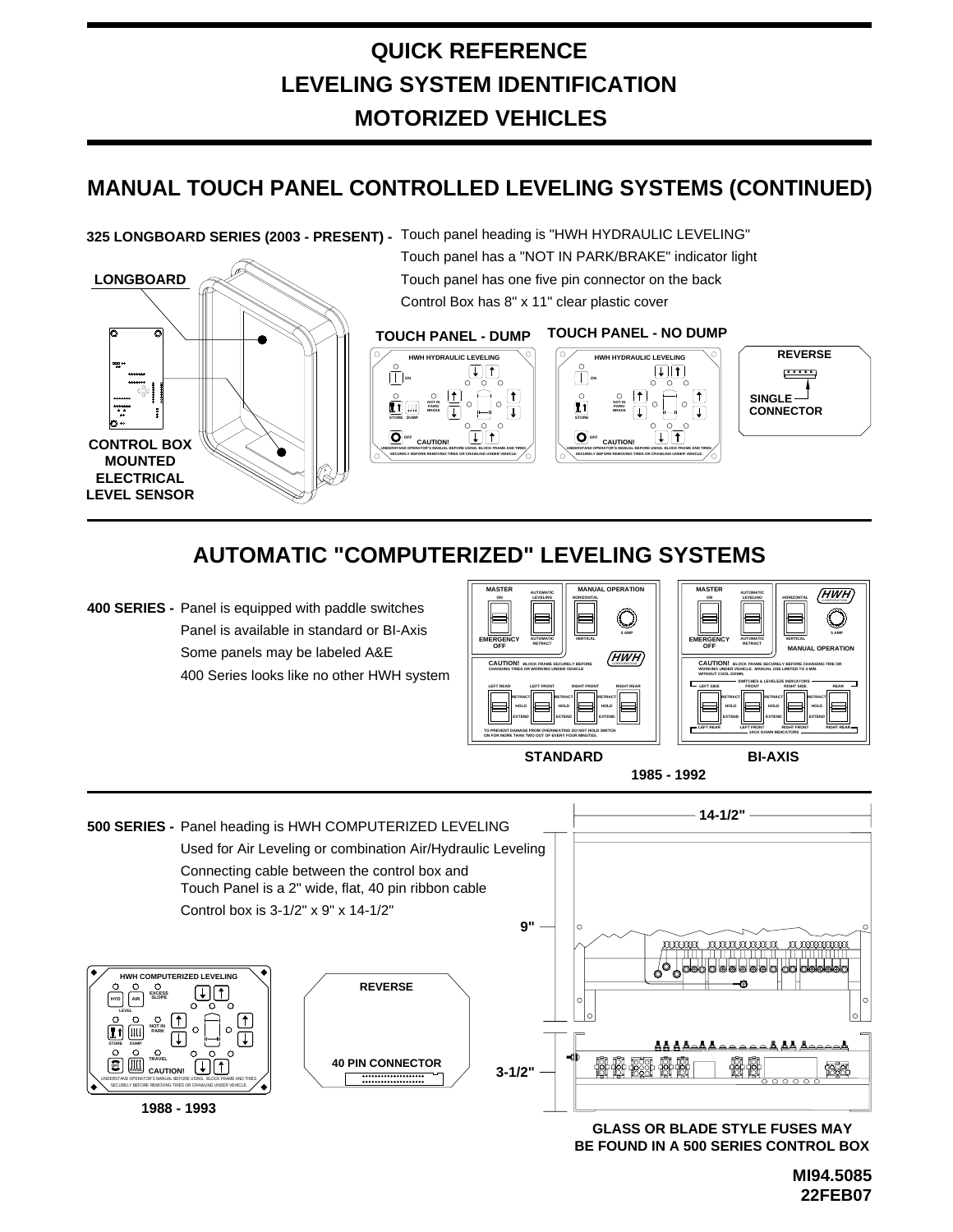# QUICK REFERENCE
# LEVELING SYSTEM IDENTIFICATION
# MOTORIZED VEHICLES

## MANUAL TOUCH PANEL CONTROLLED LEVELING SYSTEMS (CONTINUED)

**325 LONGBOARD SERIES (2003 - PRESENT) -** Touch panel heading is "HWH HYDRAULIC LEVELING"
Touch panel has a "NOT IN PARK/BRAKE" indicator light
Touch panel has one five pin connector on the back
Control Box has 8" x 11" clear plastic cover

**LONGBOARD**

**CONTROL BOX MOUNTED ELECTRICAL LEVEL SENSOR**

**TOUCH PANEL - DUMP**

**TOUCH PANEL - NO DUMP**

**REVERSE**

**SINGLE CONNECTOR**

## AUTOMATIC "COMPUTERIZED" LEVELING SYSTEMS

**400 SERIES -** Panel is equipped with paddle switches
Panel is available in standard or BI-Axis
Some panels may be labeled A&E
400 Series looks like no other HWH system

**STANDARD** **BI-AXIS**

**1985 - 1992**

**500 SERIES -** Panel heading is HWH COMPUTERIZED LEVELING
Used for Air Leveling or combination Air/Hydraulic Leveling
Connecting cable between the control box and Touch Panel is a 2" wide, flat, 40 pin ribbon cable
Control box is 3-1/2" x 9" x 14-1/2"

**1988 - 1993**

**REVERSE**

**40 PIN CONNECTOR**

14-1/2"

9"

3-1/2"

**GLASS OR BLADE STYLE FUSES MAY BE FOUND IN A 500 SERIES CONTROL BOX**

**MI94.5085**
**22FEB07**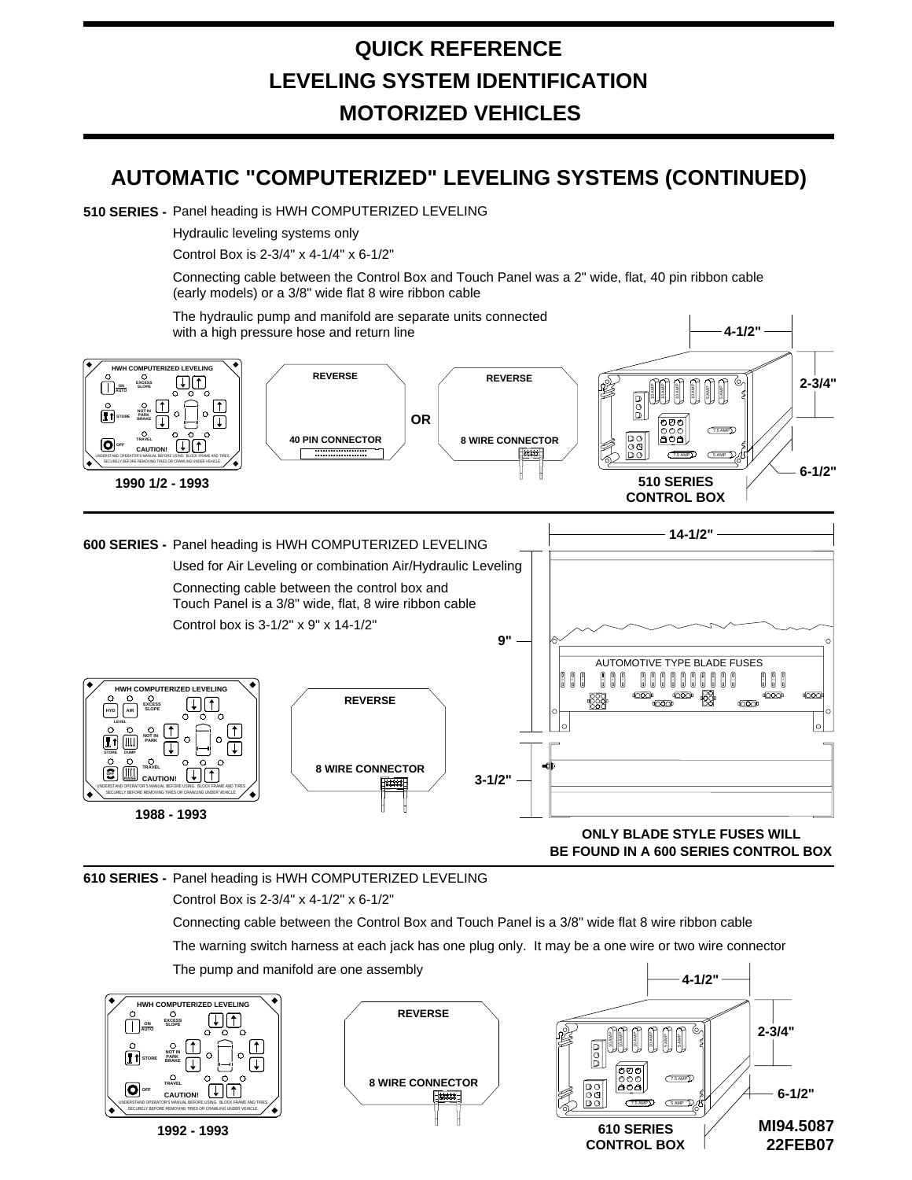# QUICK REFERENCE
# LEVELING SYSTEM IDENTIFICATION
# MOTORIZED VEHICLES

## AUTOMATIC "COMPUTERIZED" LEVELING SYSTEMS (CONTINUED)

**510 SERIES -** Panel heading is HWH COMPUTERIZED LEVELING

Hydraulic leveling systems only

Control Box is 2-3/4" x 4-1/4" x 6-1/2"

Connecting cable between the Control Box and Touch Panel was a 2" wide, flat, 40 pin ribbon cable (early models) or a 3/8" wide flat 8 wire ribbon cable

The hydraulic pump and manifold are separate units connected with a high pressure hose and return line

HWH COMPUTERIZED LEVELING — ON AUTO, EXCESS SLOPE, STORE, NOT IN PARK BRAKE, TRAVEL, OFF, CAUTION! UNDERSTAND OPERATOR'S MANUAL BEFORE USING. BLOCK FRAME AND TIRES SECURELY BEFORE REMOVING TIRES OR CRAWLING UNDER VEHICLE.

**1990 1/2 - 1993**

REVERSE — 40 PIN CONNECTOR — OR — REVERSE — 8 WIRE CONNECTOR

4-1/2" — 2-3/4" — 6-1/2" — 7.5 AMP — 5 AMP

**510 SERIES CONTROL BOX**

---

**600 SERIES -** Panel heading is HWH COMPUTERIZED LEVELING

Used for Air Leveling or combination Air/Hydraulic Leveling

Connecting cable between the control box and Touch Panel is a 3/8" wide, flat, 8 wire ribbon cable

Control box is 3-1/2" x 9" x 14-1/2"

HWH COMPUTERIZED LEVELING — HYD, AIR, LEVEL, EXCESS SLOPE, STORE, DUMP, NOT IN PARK, TRAVEL, CAUTION! UNDERSTAND OPERATOR'S MANUAL BEFORE USING. BLOCK FRAME AND TIRES SECURELY BEFORE REMOVING TIRES OR CRAWLING UNDER VEHICLE.

**1988 - 1993**

REVERSE — 8 WIRE CONNECTOR

14-1/2" — 9" — 3-1/2" — AUTOMOTIVE TYPE BLADE FUSES

**ONLY BLADE STYLE FUSES WILL BE FOUND IN A 600 SERIES CONTROL BOX**

---

**610 SERIES -** Panel heading is HWH COMPUTERIZED LEVELING

Control Box is 2-3/4" x 4-1/2" x 6-1/2"

Connecting cable between the Control Box and Touch Panel is a 3/8" wide flat 8 wire ribbon cable

The warning switch harness at each jack has one plug only. It may be a one wire or two wire connector

The pump and manifold are one assembly

HWH COMPUTERIZED LEVELING — ON AUTO, EXCESS SLOPE, STORE, NOT IN PARK BRAKE, TRAVEL, OFF, CAUTION! UNDERSTAND OPERATOR'S MANUAL BEFORE USING. BLOCK FRAME AND TIRES SECURELY BEFORE REMOVING TIRES OR CRAWLING UNDER VEHICLE.

**1992 - 1993**

REVERSE — 8 WIRE CONNECTOR

4-1/2" — 2-3/4" — 6-1/2" — 7.5 AMP — 5 AMP

**610 SERIES CONTROL BOX**

**MI94.5087**
**22FEB07**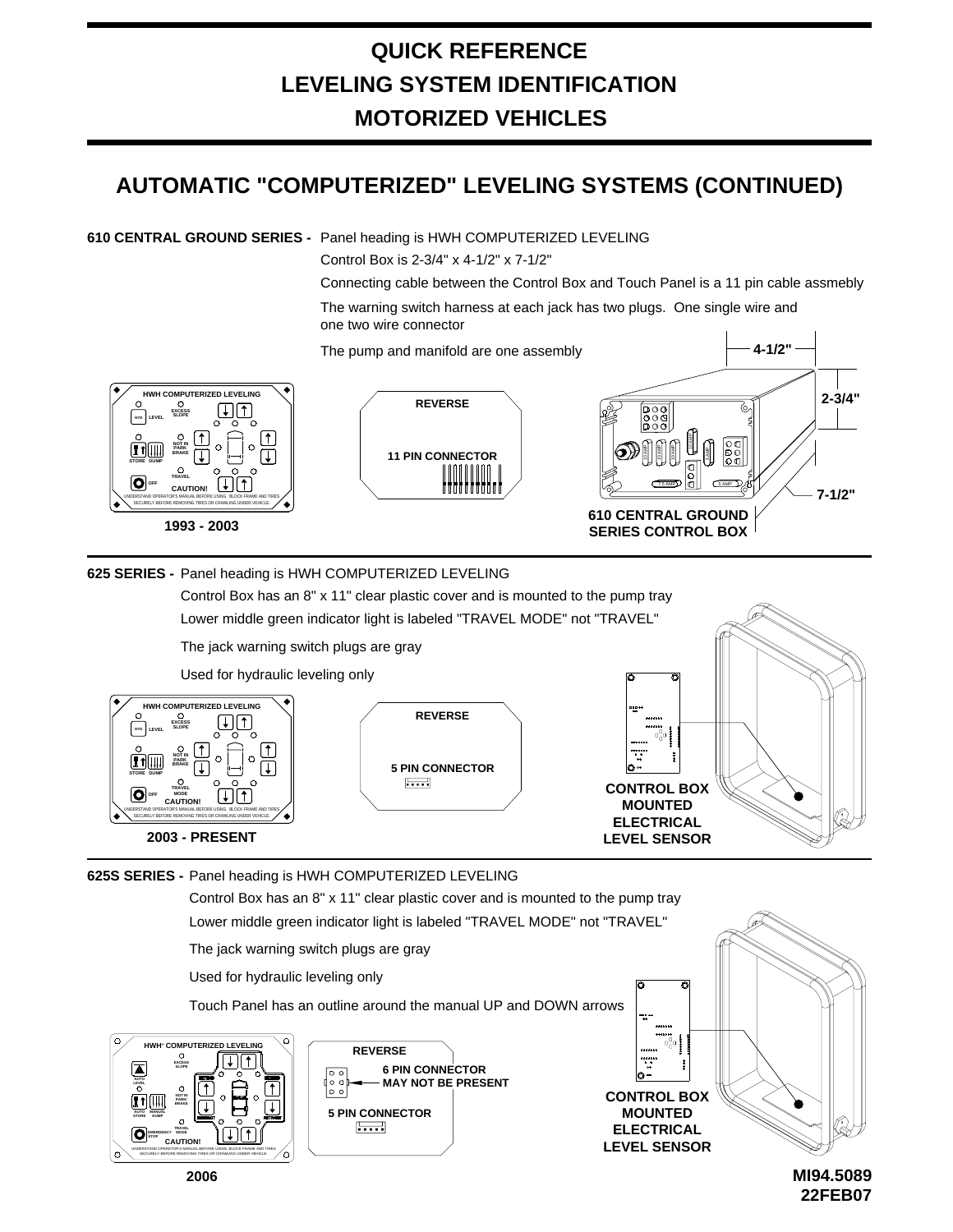# QUICK REFERENCE
# LEVELING SYSTEM IDENTIFICATION
# MOTORIZED VEHICLES

## AUTOMATIC "COMPUTERIZED" LEVELING SYSTEMS (CONTINUED)

**610 CENTRAL GROUND SERIES -** Panel heading is HWH COMPUTERIZED LEVELING

Control Box is 2-3/4" x 4-1/2" x 7-1/2"

Connecting cable between the Control Box and Touch Panel is a 11 pin cable assmebly

The warning switch harness at each jack has two plugs. One single wire and one two wire connector

The pump and manifold are one assembly

HWH COMPUTERIZED LEVELING — EXCESS SLOPE — HYD LEVEL — NOT IN PARK BRAKE — STORE DUMP — TRAVEL — OFF — CAUTION! UNDERSTAND OPERATOR'S MANUAL BEFORE USING. BLOCK FRAME AND TIRES SECURELY BEFORE REMOVING TIRES OR CRAWLING UNDER VEHICLE.

**1993 - 2003**

REVERSE

11 PIN CONNECTOR

4-1/2"

2-3/4"

7-1/2"

**610 CENTRAL GROUND SERIES CONTROL BOX**

**625 SERIES -** Panel heading is HWH COMPUTERIZED LEVELING

Control Box has an 8" x 11" clear plastic cover and is mounted to the pump tray

Lower middle green indicator light is labeled "TRAVEL MODE" not "TRAVEL"

The jack warning switch plugs are gray

Used for hydraulic leveling only

HWH COMPUTERIZED LEVELING — EXCESS SLOPE — HYD LEVEL — NOT IN PARK BRAKE — STORE DUMP — TRAVEL MODE — OFF — CAUTION! UNDERSTAND OPERATOR'S MANUAL BEFORE USING. BLOCK FRAME AND TIRES SECURELY BEFORE REMOVING TIRES OR CRAWLING UNDER VEHICLE.

**2003 - PRESENT**

REVERSE

5 PIN CONNECTOR

**CONTROL BOX MOUNTED ELECTRICAL LEVEL SENSOR**

**625S SERIES -** Panel heading is HWH COMPUTERIZED LEVELING

Control Box has an 8" x 11" clear plastic cover and is mounted to the pump tray

Lower middle green indicator light is labeled "TRAVEL MODE" not "TRAVEL"

The jack warning switch plugs are gray

Used for hydraulic leveling only

Touch Panel has an outline around the manual UP and DOWN arrows

HWH® COMPUTERIZED LEVELING — EXCESS SLOPE — AUTO LEVEL — NOT IN PARK BRAKE — AUTO STORE — MANUAL DUMP — TRAVEL MODE — EMERGENCY STOP — CAUTION! UNDERSTAND OPERATOR'S MANUAL BEFORE USING. BLOCK FRAME AND TIRES SECURELY BEFORE REMOVING TIRES OR CRAWLING UNDER VEHICLE.

**2006**

REVERSE

6 PIN CONNECTOR MAY NOT BE PRESENT

5 PIN CONNECTOR

**CONTROL BOX MOUNTED ELECTRICAL LEVEL SENSOR**

**MI94.5089**
**22FEB07**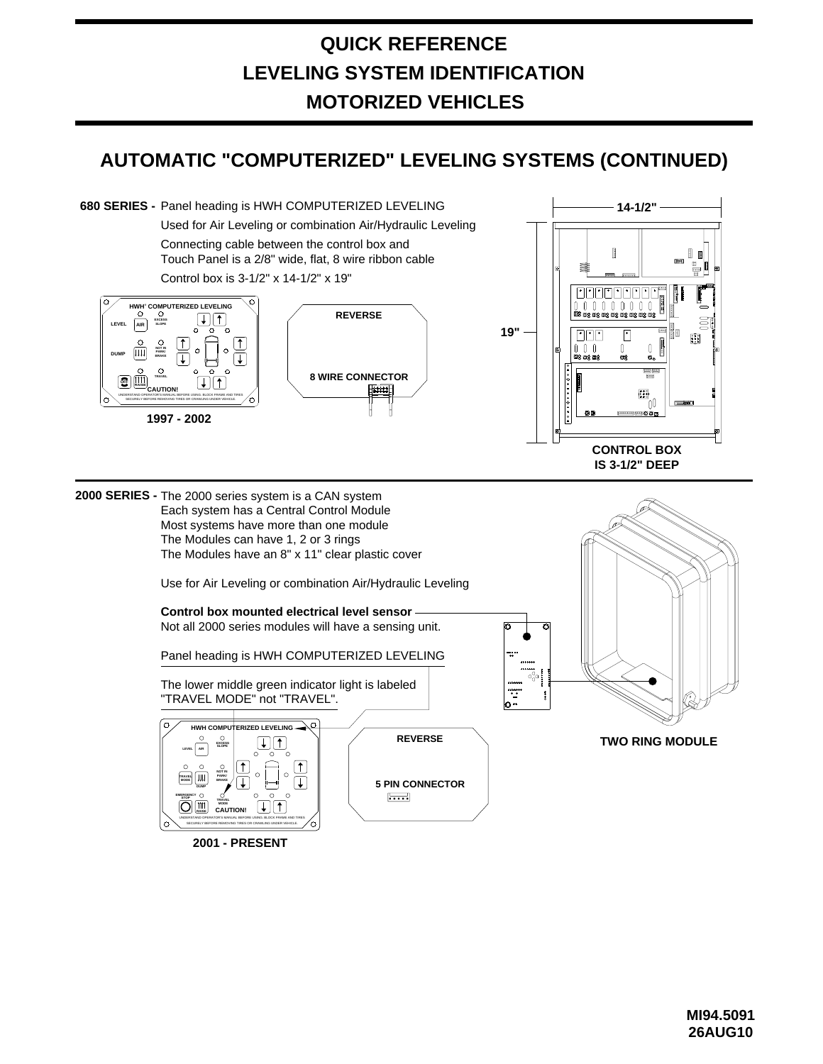# QUICK REFERENCE
# LEVELING SYSTEM IDENTIFICATION
# MOTORIZED VEHICLES

## AUTOMATIC "COMPUTERIZED" LEVELING SYSTEMS (CONTINUED)

**680 SERIES -** Panel heading is HWH COMPUTERIZED LEVELING

Used for Air Leveling or combination Air/Hydraulic Leveling

Connecting cable between the control box and Touch Panel is a 2/8" wide, flat, 8 wire ribbon cable

Control box is 3-1/2" x 14-1/2" x 19"

HWH® COMPUTERIZED LEVELING

LEVEL AIR EXCESS SLOPE

DUMP NOT IN PARK/ BRAKE

TRAVEL RAISE

CAUTION!

UNDERSTAND OPERATOR'S MANUAL BEFORE USING. BLOCK FRAME AND TIRES SECURELY BEFORE REMOVING TIRES OR CRAWLING UNDER VEHICLE.

**1997 - 2002**

REVERSE

8 WIRE CONNECTOR

14-1/2"

19"

**CONTROL BOX IS 3-1/2" DEEP**

---

**2000 SERIES -** The 2000 series system is a CAN system
Each system has a Central Control Module
Most systems have more than one module
The Modules can have 1, 2 or 3 rings
The Modules have an 8" x 11" clear plastic cover

Use for Air Leveling or combination Air/Hydraulic Leveling

**Control box mounted electrical level sensor**
Not all 2000 series modules will have a sensing unit.

Panel heading is HWH COMPUTERIZED LEVELING

The lower middle green indicator light is labeled "TRAVEL MODE" not "TRAVEL".

HWH COMPUTERIZED LEVELING

LEVEL AIR EXCESS SLOPE

TRAVEL MODE DUMP NOT IN PARK/ BRAKE

EMERGENCY STOP RAISE TRAVEL MODE

CAUTION!

UNDERSTAND OPERATOR'S MANUAL BEFORE USING. BLOCK FRAME AND TIRES SECURELY BEFORE REMOVING TIRES OR CRAWLING UNDER VEHICLE.

**2001 - PRESENT**

REVERSE

5 PIN CONNECTOR

**TWO RING MODULE**

MI94.5091
26AUG10